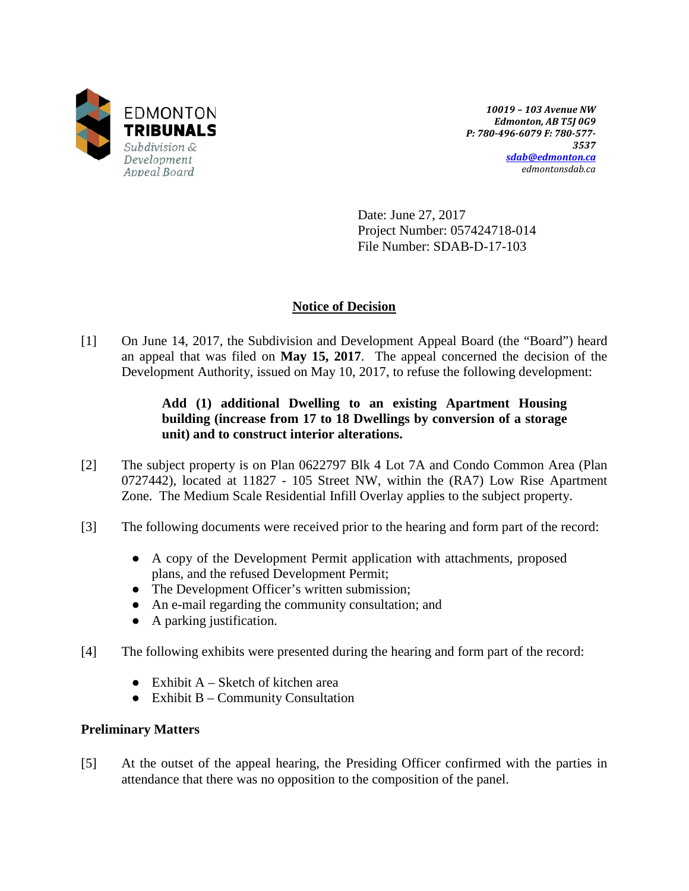EDMONTON
**TRIBUNALS**
*Subdivision & Development Appeal Board*

*10019 – 103 Avenue NW*
*Edmonton, AB T5J 0G9*
*P: 780-496-6079 F: 780-577-3537*
*sdab@edmonton.ca*
*edmontonsdab.ca*

Date: June 27, 2017
Project Number: 057424718-014
File Number: SDAB-D-17-103

## Notice of Decision

[1] On June 14, 2017, the Subdivision and Development Appeal Board (the "Board") heard an appeal that was filed on **May 15, 2017**. The appeal concerned the decision of the Development Authority, issued on May 10, 2017, to refuse the following development:

> **Add (1) additional Dwelling to an existing Apartment Housing building (increase from 17 to 18 Dwellings by conversion of a storage unit) and to construct interior alterations.**

[2] The subject property is on Plan 0622797 Blk 4 Lot 7A and Condo Common Area (Plan 0727442), located at 11827 - 105 Street NW, within the (RA7) Low Rise Apartment Zone. The Medium Scale Residential Infill Overlay applies to the subject property.

[3] The following documents were received prior to the hearing and form part of the record:

- A copy of the Development Permit application with attachments, proposed plans, and the refused Development Permit;
- The Development Officer's written submission;
- An e-mail regarding the community consultation; and
- A parking justification.

[4] The following exhibits were presented during the hearing and form part of the record:

- Exhibit A – Sketch of kitchen area
- Exhibit B – Community Consultation

### Preliminary Matters

[5] At the outset of the appeal hearing, the Presiding Officer confirmed with the parties in attendance that there was no opposition to the composition of the panel.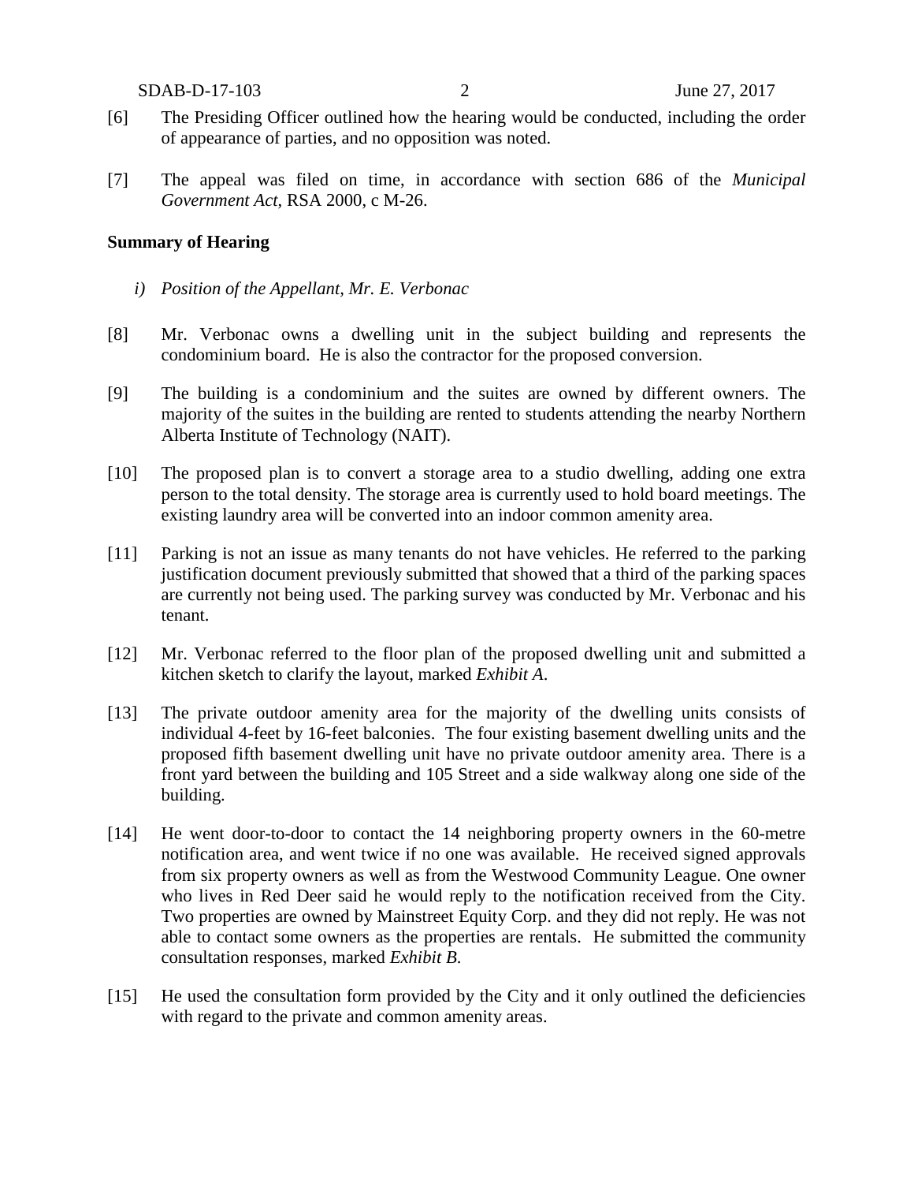[6] The Presiding Officer outlined how the hearing would be conducted, including the order of appearance of parties, and no opposition was noted.

[7] The appeal was filed on time, in accordance with section 686 of the *Municipal Government Act*, RSA 2000, c M-26.

**Summary of Hearing**

*i) Position of the Appellant, Mr. E. Verbonac*

[8] Mr. Verbonac owns a dwelling unit in the subject building and represents the condominium board. He is also the contractor for the proposed conversion.

[9] The building is a condominium and the suites are owned by different owners. The majority of the suites in the building are rented to students attending the nearby Northern Alberta Institute of Technology (NAIT).

[10] The proposed plan is to convert a storage area to a studio dwelling, adding one extra person to the total density. The storage area is currently used to hold board meetings. The existing laundry area will be converted into an indoor common amenity area.

[11] Parking is not an issue as many tenants do not have vehicles. He referred to the parking justification document previously submitted that showed that a third of the parking spaces are currently not being used. The parking survey was conducted by Mr. Verbonac and his tenant.

[12] Mr. Verbonac referred to the floor plan of the proposed dwelling unit and submitted a kitchen sketch to clarify the layout, marked *Exhibit A*.

[13] The private outdoor amenity area for the majority of the dwelling units consists of individual 4-feet by 16-feet balconies. The four existing basement dwelling units and the proposed fifth basement dwelling unit have no private outdoor amenity area. There is a front yard between the building and 105 Street and a side walkway along one side of the building.

[14] He went door-to-door to contact the 14 neighboring property owners in the 60-metre notification area, and went twice if no one was available. He received signed approvals from six property owners as well as from the Westwood Community League. One owner who lives in Red Deer said he would reply to the notification received from the City. Two properties are owned by Mainstreet Equity Corp. and they did not reply. He was not able to contact some owners as the properties are rentals. He submitted the community consultation responses, marked *Exhibit B.*

[15] He used the consultation form provided by the City and it only outlined the deficiencies with regard to the private and common amenity areas.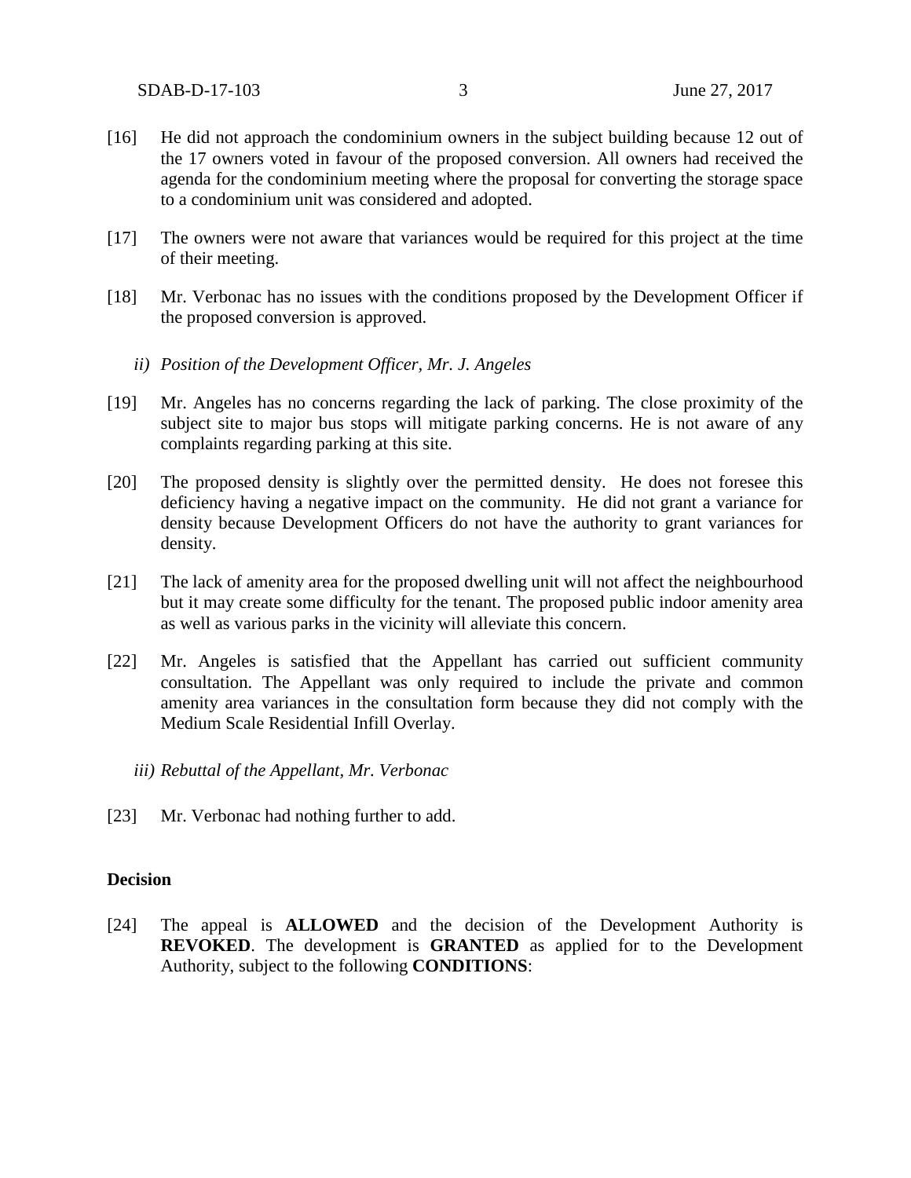[16] He did not approach the condominium owners in the subject building because 12 out of the 17 owners voted in favour of the proposed conversion. All owners had received the agenda for the condominium meeting where the proposal for converting the storage space to a condominium unit was considered and adopted.

[17] The owners were not aware that variances would be required for this project at the time of their meeting.

[18] Mr. Verbonac has no issues with the conditions proposed by the Development Officer if the proposed conversion is approved.

*ii) Position of the Development Officer, Mr. J. Angeles*

[19] Mr. Angeles has no concerns regarding the lack of parking. The close proximity of the subject site to major bus stops will mitigate parking concerns. He is not aware of any complaints regarding parking at this site.

[20] The proposed density is slightly over the permitted density. He does not foresee this deficiency having a negative impact on the community. He did not grant a variance for density because Development Officers do not have the authority to grant variances for density.

[21] The lack of amenity area for the proposed dwelling unit will not affect the neighbourhood but it may create some difficulty for the tenant. The proposed public indoor amenity area as well as various parks in the vicinity will alleviate this concern.

[22] Mr. Angeles is satisfied that the Appellant has carried out sufficient community consultation. The Appellant was only required to include the private and common amenity area variances in the consultation form because they did not comply with the Medium Scale Residential Infill Overlay.

*iii) Rebuttal of the Appellant, Mr. Verbonac*

[23] Mr. Verbonac had nothing further to add.

**Decision**

[24] The appeal is **ALLOWED** and the decision of the Development Authority is **REVOKED**. The development is **GRANTED** as applied for to the Development Authority, subject to the following **CONDITIONS**: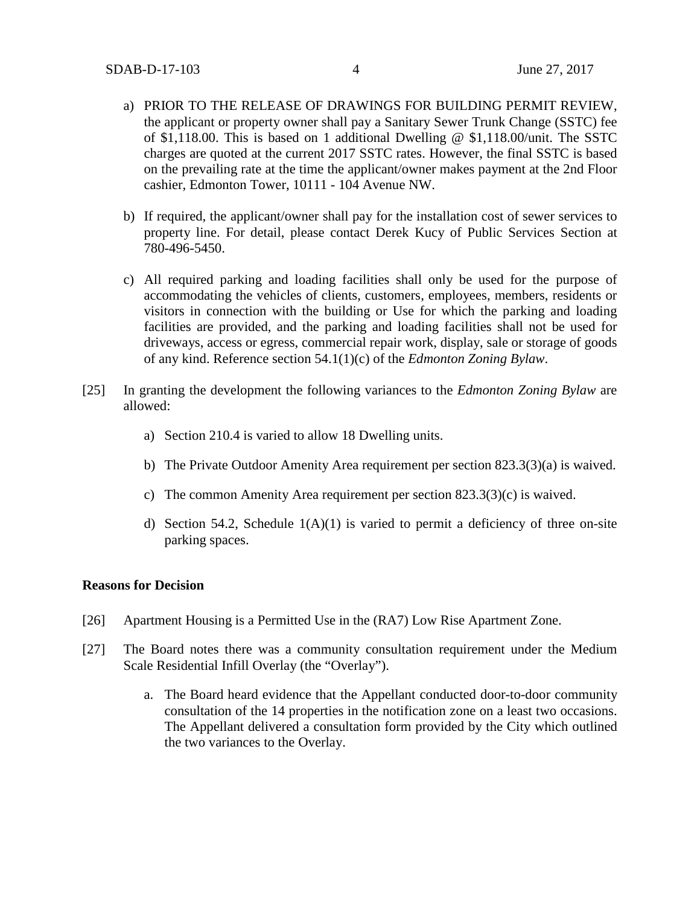a) PRIOR TO THE RELEASE OF DRAWINGS FOR BUILDING PERMIT REVIEW, the applicant or property owner shall pay a Sanitary Sewer Trunk Change (SSTC) fee of $1,118.00. This is based on 1 additional Dwelling @ $1,118.00/unit. The SSTC charges are quoted at the current 2017 SSTC rates. However, the final SSTC is based on the prevailing rate at the time the applicant/owner makes payment at the 2nd Floor cashier, Edmonton Tower, 10111 - 104 Avenue NW.

b) If required, the applicant/owner shall pay for the installation cost of sewer services to property line. For detail, please contact Derek Kucy of Public Services Section at 780-496-5450.

c) All required parking and loading facilities shall only be used for the purpose of accommodating the vehicles of clients, customers, employees, members, residents or visitors in connection with the building or Use for which the parking and loading facilities are provided, and the parking and loading facilities shall not be used for driveways, access or egress, commercial repair work, display, sale or storage of goods of any kind. Reference section 54.1(1)(c) of the *Edmonton Zoning Bylaw*.

[25] In granting the development the following variances to the *Edmonton Zoning Bylaw* are allowed:

a) Section 210.4 is varied to allow 18 Dwelling units.

b) The Private Outdoor Amenity Area requirement per section 823.3(3)(a) is waived.

c) The common Amenity Area requirement per section 823.3(3)(c) is waived.

d) Section 54.2, Schedule 1(A)(1) is varied to permit a deficiency of three on-site parking spaces.

**Reasons for Decision**

[26] Apartment Housing is a Permitted Use in the (RA7) Low Rise Apartment Zone.

[27] The Board notes there was a community consultation requirement under the Medium Scale Residential Infill Overlay (the "Overlay").

a. The Board heard evidence that the Appellant conducted door-to-door community consultation of the 14 properties in the notification zone on a least two occasions. The Appellant delivered a consultation form provided by the City which outlined the two variances to the Overlay.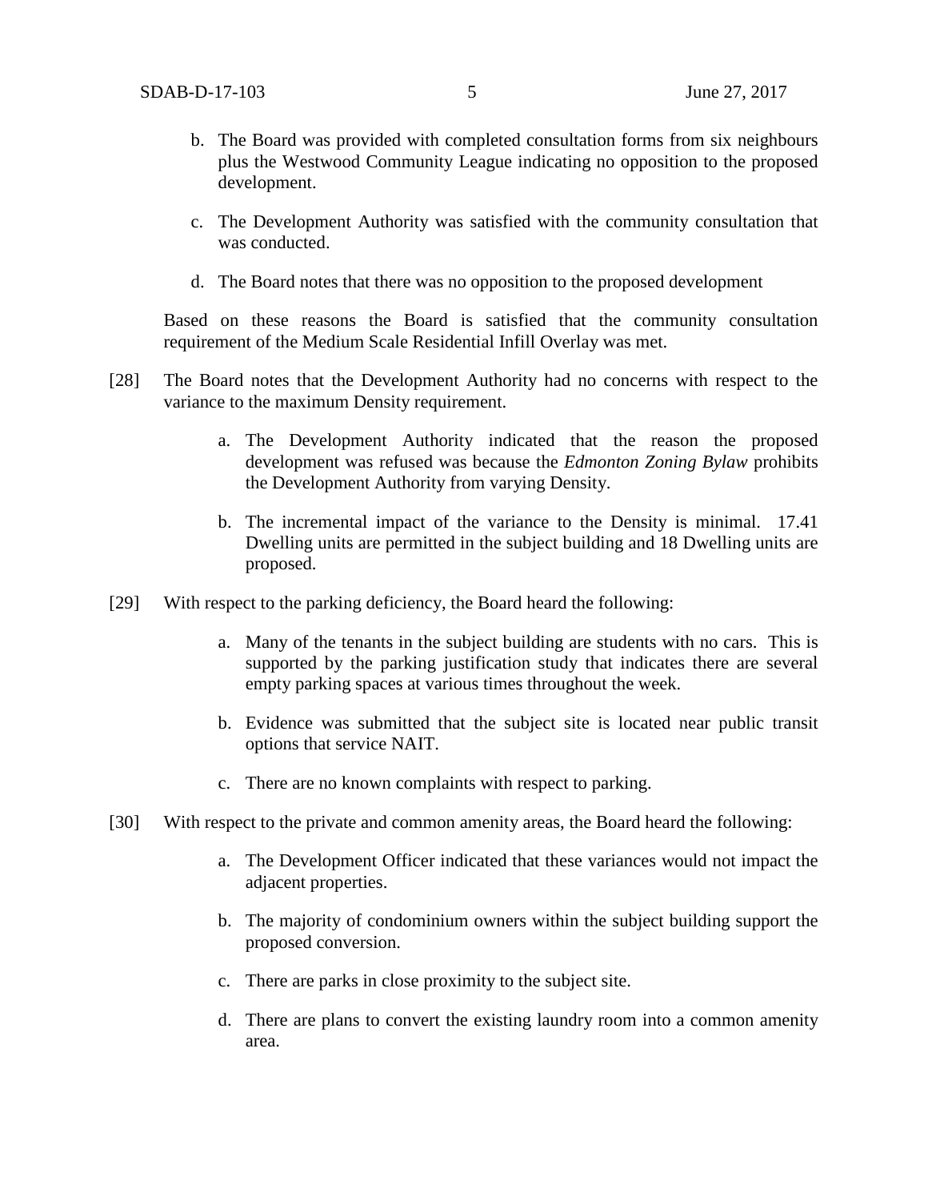b. The Board was provided with completed consultation forms from six neighbours plus the Westwood Community League indicating no opposition to the proposed development.

c. The Development Authority was satisfied with the community consultation that was conducted.

d. The Board notes that there was no opposition to the proposed development

Based on these reasons the Board is satisfied that the community consultation requirement of the Medium Scale Residential Infill Overlay was met.

[28] The Board notes that the Development Authority had no concerns with respect to the variance to the maximum Density requirement.

a. The Development Authority indicated that the reason the proposed development was refused was because the *Edmonton Zoning Bylaw* prohibits the Development Authority from varying Density.

b. The incremental impact of the variance to the Density is minimal. 17.41 Dwelling units are permitted in the subject building and 18 Dwelling units are proposed.

[29] With respect to the parking deficiency, the Board heard the following:

a. Many of the tenants in the subject building are students with no cars. This is supported by the parking justification study that indicates there are several empty parking spaces at various times throughout the week.

b. Evidence was submitted that the subject site is located near public transit options that service NAIT.

c. There are no known complaints with respect to parking.

[30] With respect to the private and common amenity areas, the Board heard the following:

a. The Development Officer indicated that these variances would not impact the adjacent properties.

b. The majority of condominium owners within the subject building support the proposed conversion.

c. There are parks in close proximity to the subject site.

d. There are plans to convert the existing laundry room into a common amenity area.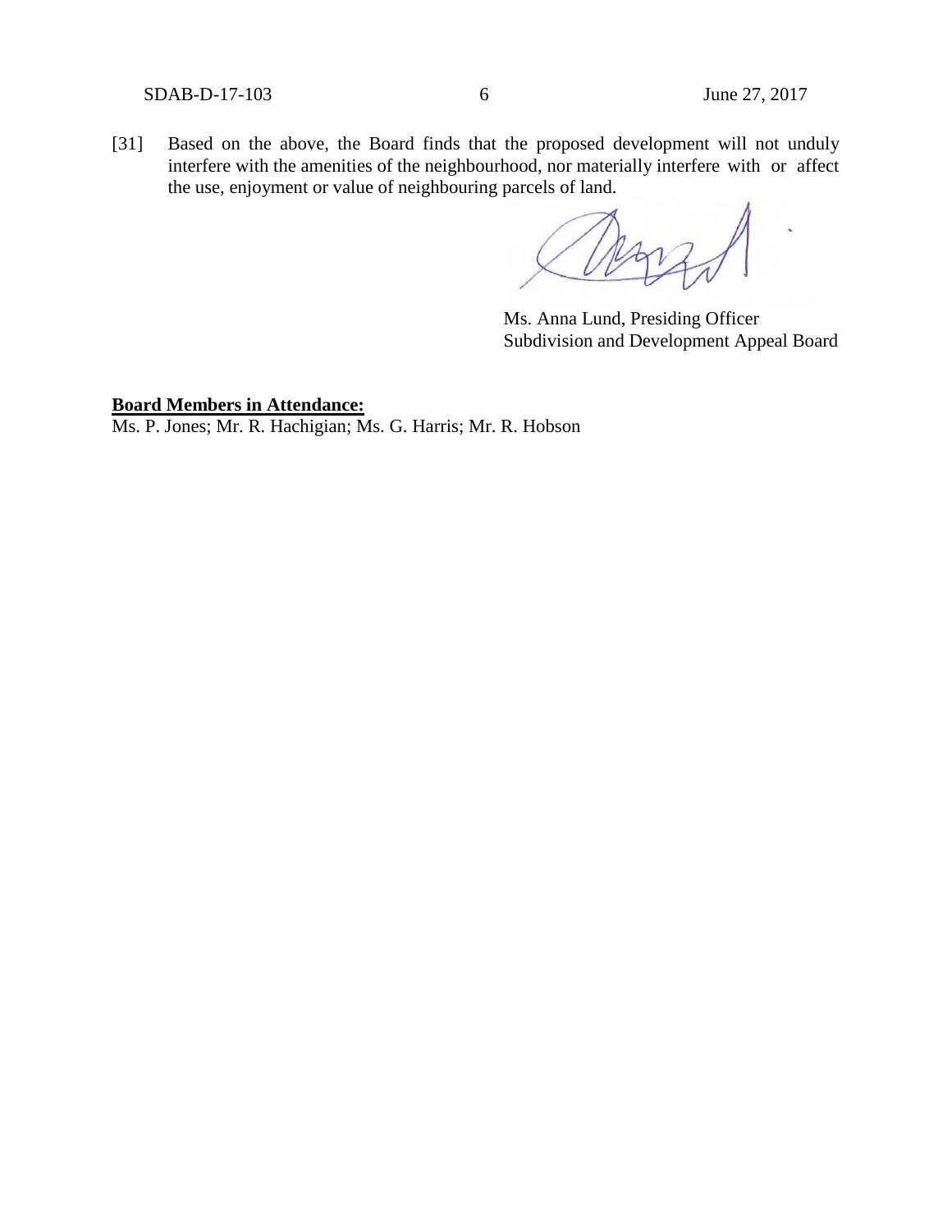[31] Based on the above, the Board finds that the proposed development will not unduly interfere with the amenities of the neighbourhood, nor materially interfere with or affect the use, enjoyment or value of neighbouring parcels of land.

Ms. Anna Lund, Presiding Officer
Subdivision and Development Appeal Board

**Board Members in Attendance:**
Ms. P. Jones; Mr. R. Hachigian; Ms. G. Harris; Mr. R. Hobson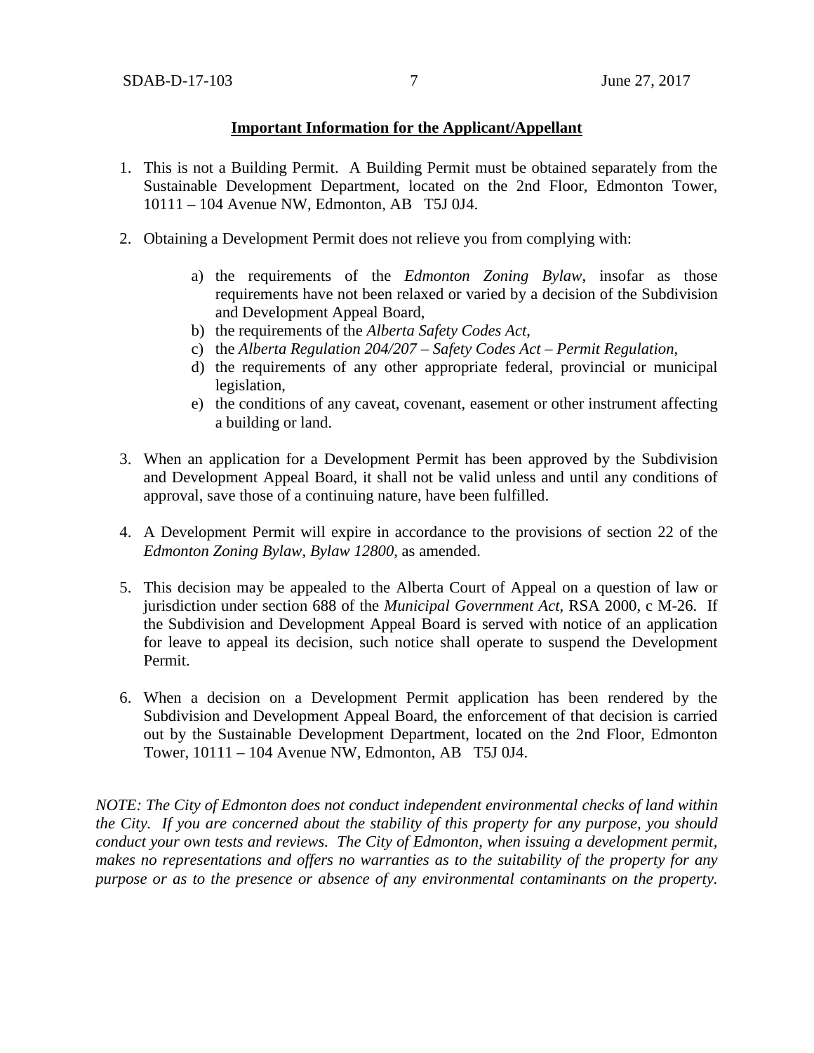**Important Information for the Applicant/Appellant**

1. This is not a Building Permit. A Building Permit must be obtained separately from the Sustainable Development Department, located on the 2nd Floor, Edmonton Tower, 10111 – 104 Avenue NW, Edmonton, AB T5J 0J4.

2. Obtaining a Development Permit does not relieve you from complying with:

    a) the requirements of the *Edmonton Zoning Bylaw*, insofar as those requirements have not been relaxed or varied by a decision of the Subdivision and Development Appeal Board,
    b) the requirements of the *Alberta Safety Codes Act*,
    c) the *Alberta Regulation 204/207 – Safety Codes Act – Permit Regulation*,
    d) the requirements of any other appropriate federal, provincial or municipal legislation,
    e) the conditions of any caveat, covenant, easement or other instrument affecting a building or land.

3. When an application for a Development Permit has been approved by the Subdivision and Development Appeal Board, it shall not be valid unless and until any conditions of approval, save those of a continuing nature, have been fulfilled.

4. A Development Permit will expire in accordance to the provisions of section 22 of the *Edmonton Zoning Bylaw, Bylaw 12800*, as amended.

5. This decision may be appealed to the Alberta Court of Appeal on a question of law or jurisdiction under section 688 of the *Municipal Government Act*, RSA 2000, c M-26. If the Subdivision and Development Appeal Board is served with notice of an application for leave to appeal its decision, such notice shall operate to suspend the Development Permit.

6. When a decision on a Development Permit application has been rendered by the Subdivision and Development Appeal Board, the enforcement of that decision is carried out by the Sustainable Development Department, located on the 2nd Floor, Edmonton Tower, 10111 – 104 Avenue NW, Edmonton, AB T5J 0J4.

*NOTE: The City of Edmonton does not conduct independent environmental checks of land within the City. If you are concerned about the stability of this property for any purpose, you should conduct your own tests and reviews. The City of Edmonton, when issuing a development permit, makes no representations and offers no warranties as to the suitability of the property for any purpose or as to the presence or absence of any environmental contaminants on the property.*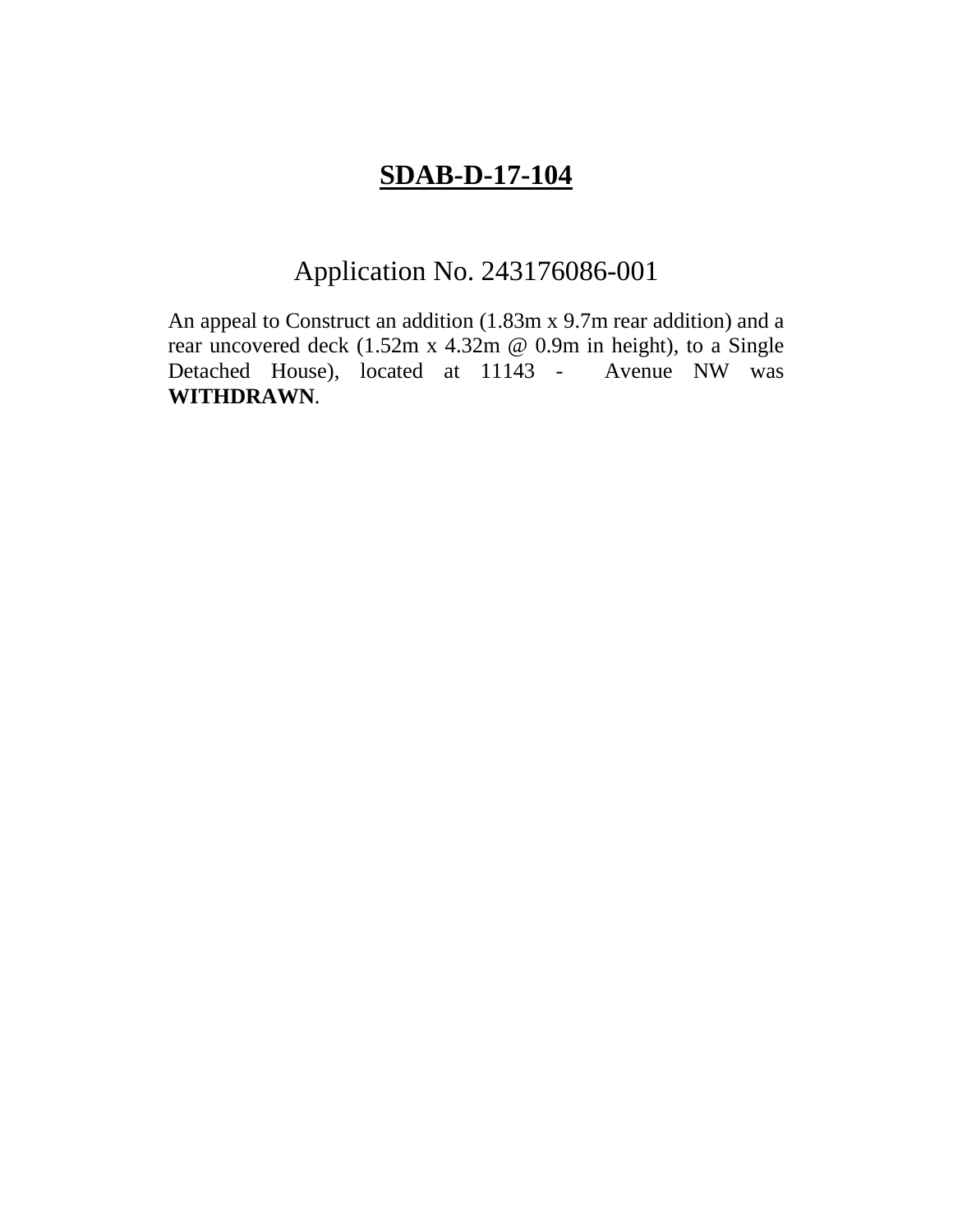## SDAB-D-17-104

### Application No. 243176086-001

An appeal to Construct an addition (1.83m x 9.7m rear addition) and a rear uncovered deck (1.52m x 4.32m @ 0.9m in height), to a Single Detached House), located at 11143 - Avenue NW was **WITHDRAWN**.